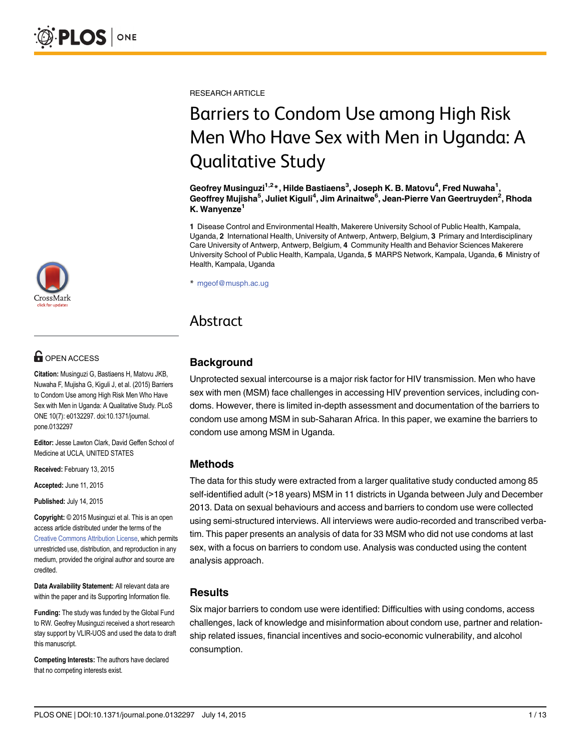RESEARCH ARTICLE

# Barriers to Condom Use among High Risk Men Who Have Sex with Men in Uganda: A Qualitative Study

**Geofrey Musinguzi[1,2]*, Hilde Bastiaens[3], Joseph K. B. Matovu[4], Fred Nuwaha[1], Geoffrey Mujisha[5], Juliet Kiguli[4], Jim Arinaitwe[6], Jean-Pierre Van Geertruyden[2], Rhoda K. Wanyenze[1]**

1 Disease Control and Environmental Health, Makerere University School of Public Health, Kampala, Uganda, 2 International Health, University of Antwerp, Antwerp, Belgium, 3 Primary and Interdisciplinary Care University of Antwerp, Antwerp, Belgium, 4 Community Health and Behavior Sciences Makerere University School of Public Health, Kampala, Uganda, 5 MARPS Network, Kampala, Uganda, 6 Ministry of Health, Kampala, Uganda

* mgeof@musph.ac.ug

OPEN ACCESS

**Citation:** Musinguzi G, Bastiaens H, Matovu JKB, Nuwaha F, Mujisha G, Kiguli J, et al. (2015) Barriers to Condom Use among High Risk Men Who Have Sex with Men in Uganda: A Qualitative Study. PLoS ONE 10(7): e0132297. doi:10.1371/journal.pone.0132297

**Editor:** Jesse Lawton Clark, David Geffen School of Medicine at UCLA, UNITED STATES

**Received:** February 13, 2015

**Accepted:** June 11, 2015

**Published:** July 14, 2015

**Copyright:** © 2015 Musinguzi et al. This is an open access article distributed under the terms of the Creative Commons Attribution License, which permits unrestricted use, distribution, and reproduction in any medium, provided the original author and source are credited.

**Data Availability Statement:** All relevant data are within the paper and its Supporting Information file.

**Funding:** The study was funded by the Global Fund to RW. Geofrey Musinguzi received a short research stay support by VLIR-UOS and used the data to draft this manuscript.

**Competing Interests:** The authors have declared that no competing interests exist.

## Abstract

### Background

Unprotected sexual intercourse is a major risk factor for HIV transmission. Men who have sex with men (MSM) face challenges in accessing HIV prevention services, including condoms. However, there is limited in-depth assessment and documentation of the barriers to condom use among MSM in sub-Saharan Africa. In this paper, we examine the barriers to condom use among MSM in Uganda.

### Methods

The data for this study were extracted from a larger qualitative study conducted among 85 self-identified adult (>18 years) MSM in 11 districts in Uganda between July and December 2013. Data on sexual behaviours and access and barriers to condom use were collected using semi-structured interviews. All interviews were audio-recorded and transcribed verbatim. This paper presents an analysis of data for 33 MSM who did not use condoms at last sex, with a focus on barriers to condom use. Analysis was conducted using the content analysis approach.

### Results

Six major barriers to condom use were identified: Difficulties with using condoms, access challenges, lack of knowledge and misinformation about condom use, partner and relationship related issues, financial incentives and socio-economic vulnerability, and alcohol consumption.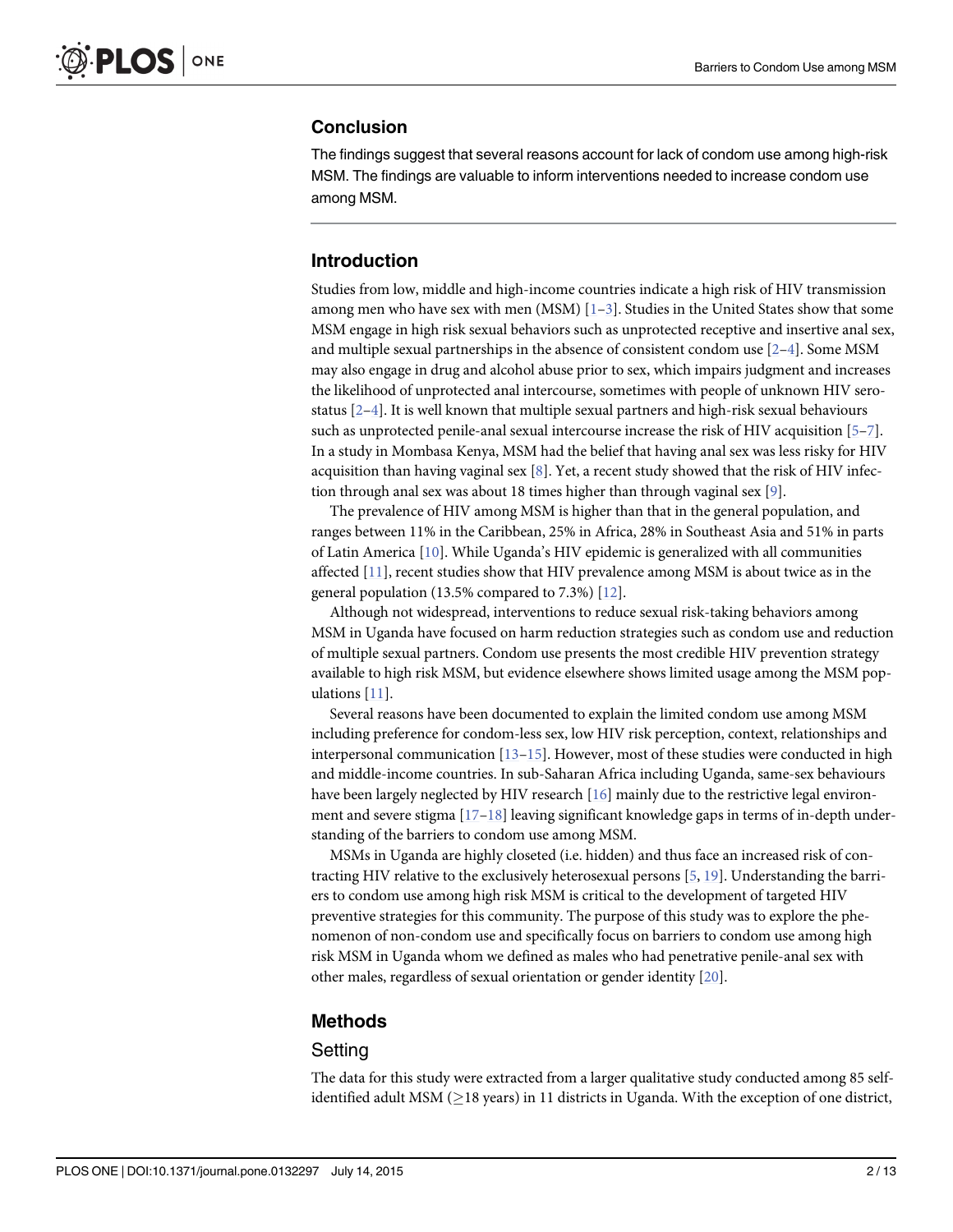## Conclusion

The findings suggest that several reasons account for lack of condom use among high-risk MSM. The findings are valuable to inform interventions needed to increase condom use among MSM.

## Introduction

Studies from low, middle and high-income countries indicate a high risk of HIV transmission among men who have sex with men (MSM) [1–3]. Studies in the United States show that some MSM engage in high risk sexual behaviors such as unprotected receptive and insertive anal sex, and multiple sexual partnerships in the absence of consistent condom use [2–4]. Some MSM may also engage in drug and alcohol abuse prior to sex, which impairs judgment and increases the likelihood of unprotected anal intercourse, sometimes with people of unknown HIV sero-status [2–4]. It is well known that multiple sexual partners and high-risk sexual behaviours such as unprotected penile-anal sexual intercourse increase the risk of HIV acquisition [5–7]. In a study in Mombasa Kenya, MSM had the belief that having anal sex was less risky for HIV acquisition than having vaginal sex [8]. Yet, a recent study showed that the risk of HIV infection through anal sex was about 18 times higher than through vaginal sex [9].

The prevalence of HIV among MSM is higher than that in the general population, and ranges between 11% in the Caribbean, 25% in Africa, 28% in Southeast Asia and 51% in parts of Latin America [10]. While Uganda's HIV epidemic is generalized with all communities affected [11], recent studies show that HIV prevalence among MSM is about twice as in the general population (13.5% compared to 7.3%) [12].

Although not widespread, interventions to reduce sexual risk-taking behaviors among MSM in Uganda have focused on harm reduction strategies such as condom use and reduction of multiple sexual partners. Condom use presents the most credible HIV prevention strategy available to high risk MSM, but evidence elsewhere shows limited usage among the MSM populations [11].

Several reasons have been documented to explain the limited condom use among MSM including preference for condom-less sex, low HIV risk perception, context, relationships and interpersonal communication [13–15]. However, most of these studies were conducted in high and middle-income countries. In sub-Saharan Africa including Uganda, same-sex behaviours have been largely neglected by HIV research [16] mainly due to the restrictive legal environment and severe stigma [17–18] leaving significant knowledge gaps in terms of in-depth understanding of the barriers to condom use among MSM.

MSMs in Uganda are highly closeted (i.e. hidden) and thus face an increased risk of contracting HIV relative to the exclusively heterosexual persons [5, 19]. Understanding the barriers to condom use among high risk MSM is critical to the development of targeted HIV preventive strategies for this community. The purpose of this study was to explore the phenomenon of non-condom use and specifically focus on barriers to condom use among high risk MSM in Uganda whom we defined as males who had penetrative penile-anal sex with other males, regardless of sexual orientation or gender identity [20].

## Methods

### Setting

The data for this study were extracted from a larger qualitative study conducted among 85 self-identified adult MSM ($\geq$18 years) in 11 districts in Uganda. With the exception of one district,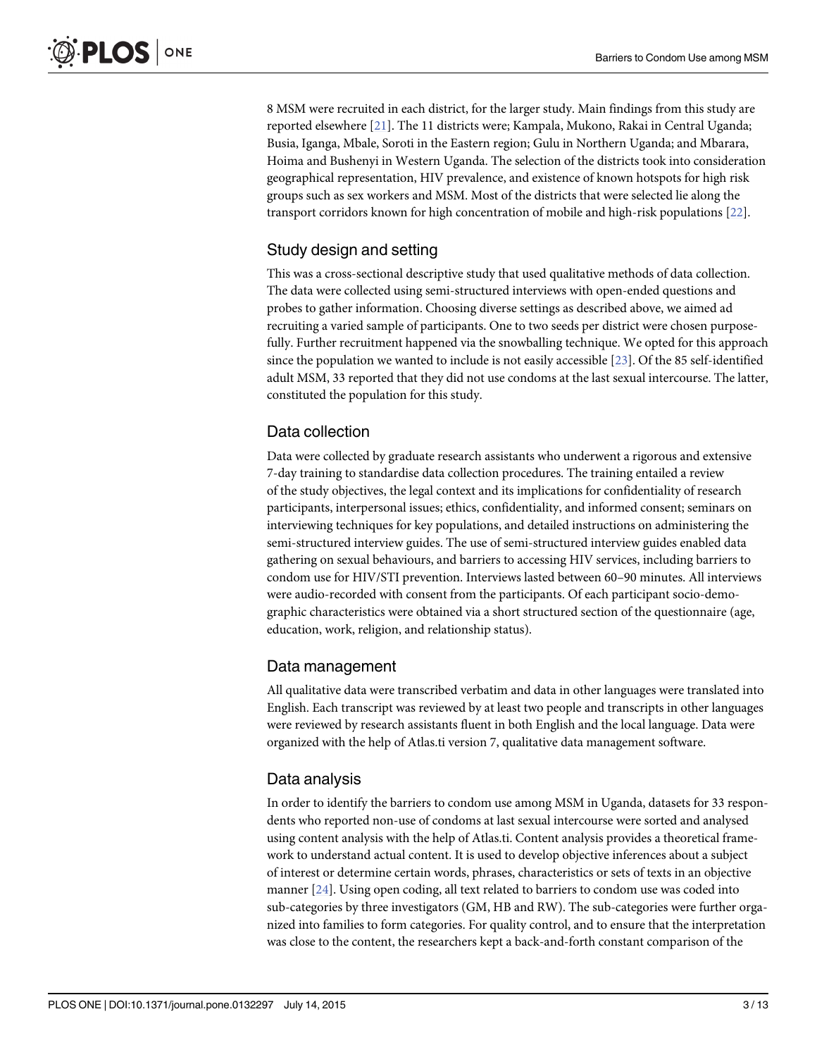8 MSM were recruited in each district, for the larger study. Main findings from this study are reported elsewhere [21]. The 11 districts were; Kampala, Mukono, Rakai in Central Uganda; Busia, Iganga, Mbale, Soroti in the Eastern region; Gulu in Northern Uganda; and Mbarara, Hoima and Bushenyi in Western Uganda. The selection of the districts took into consideration geographical representation, HIV prevalence, and existence of known hotspots for high risk groups such as sex workers and MSM. Most of the districts that were selected lie along the transport corridors known for high concentration of mobile and high-risk populations [22].

## Study design and setting

This was a cross-sectional descriptive study that used qualitative methods of data collection. The data were collected using semi-structured interviews with open-ended questions and probes to gather information. Choosing diverse settings as described above, we aimed ad recruiting a varied sample of participants. One to two seeds per district were chosen purposefully. Further recruitment happened via the snowballing technique. We opted for this approach since the population we wanted to include is not easily accessible [23]. Of the 85 self-identified adult MSM, 33 reported that they did not use condoms at the last sexual intercourse. The latter, constituted the population for this study.

## Data collection

Data were collected by graduate research assistants who underwent a rigorous and extensive 7-day training to standardise data collection procedures. The training entailed a review of the study objectives, the legal context and its implications for confidentiality of research participants, interpersonal issues; ethics, confidentiality, and informed consent; seminars on interviewing techniques for key populations, and detailed instructions on administering the semi-structured interview guides. The use of semi-structured interview guides enabled data gathering on sexual behaviours, and barriers to accessing HIV services, including barriers to condom use for HIV/STI prevention. Interviews lasted between 60–90 minutes. All interviews were audio-recorded with consent from the participants. Of each participant socio-demographic characteristics were obtained via a short structured section of the questionnaire (age, education, work, religion, and relationship status).

## Data management

All qualitative data were transcribed verbatim and data in other languages were translated into English. Each transcript was reviewed by at least two people and transcripts in other languages were reviewed by research assistants fluent in both English and the local language. Data were organized with the help of Atlas.ti version 7, qualitative data management software.

## Data analysis

In order to identify the barriers to condom use among MSM in Uganda, datasets for 33 respondents who reported non-use of condoms at last sexual intercourse were sorted and analysed using content analysis with the help of Atlas.ti. Content analysis provides a theoretical framework to understand actual content. It is used to develop objective inferences about a subject of interest or determine certain words, phrases, characteristics or sets of texts in an objective manner [24]. Using open coding, all text related to barriers to condom use was coded into sub-categories by three investigators (GM, HB and RW). The sub-categories were further organized into families to form categories. For quality control, and to ensure that the interpretation was close to the content, the researchers kept a back-and-forth constant comparison of the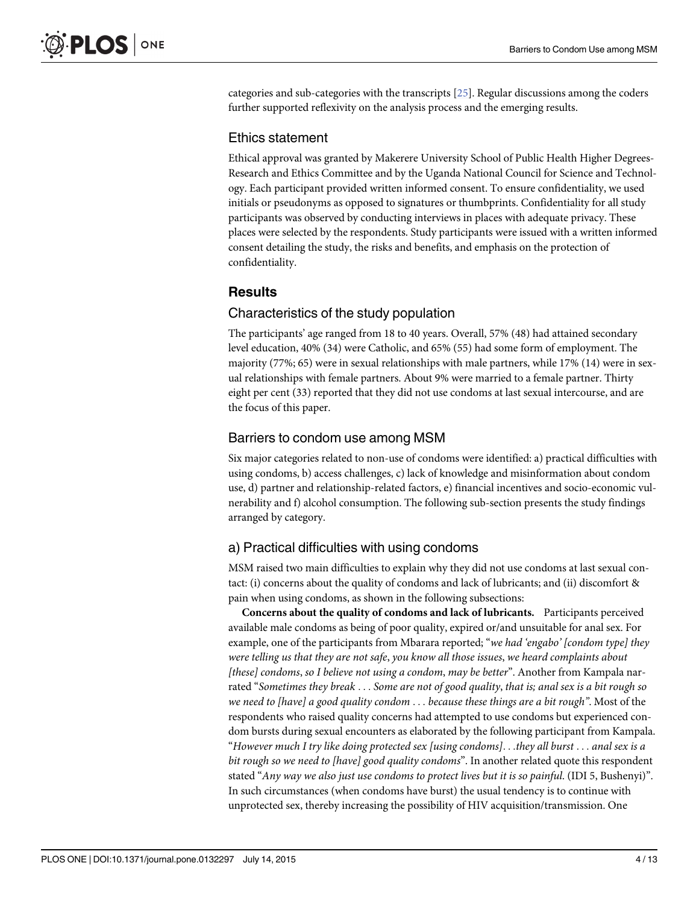categories and sub-categories with the transcripts [25]. Regular discussions among the coders further supported reflexivity on the analysis process and the emerging results.

### Ethics statement

Ethical approval was granted by Makerere University School of Public Health Higher Degrees-Research and Ethics Committee and by the Uganda National Council for Science and Technology. Each participant provided written informed consent. To ensure confidentiality, we used initials or pseudonyms as opposed to signatures or thumbprints. Confidentiality for all study participants was observed by conducting interviews in places with adequate privacy. These places were selected by the respondents. Study participants were issued with a written informed consent detailing the study, the risks and benefits, and emphasis on the protection of confidentiality.

## Results

### Characteristics of the study population

The participants' age ranged from 18 to 40 years. Overall, 57% (48) had attained secondary level education, 40% (34) were Catholic, and 65% (55) had some form of employment. The majority (77%; 65) were in sexual relationships with male partners, while 17% (14) were in sexual relationships with female partners. About 9% were married to a female partner. Thirty eight per cent (33) reported that they did not use condoms at last sexual intercourse, and are the focus of this paper.

### Barriers to condom use among MSM

Six major categories related to non-use of condoms were identified: a) practical difficulties with using condoms, b) access challenges, c) lack of knowledge and misinformation about condom use, d) partner and relationship-related factors, e) financial incentives and socio-economic vulnerability and f) alcohol consumption. The following sub-section presents the study findings arranged by category.

### a) Practical difficulties with using condoms

MSM raised two main difficulties to explain why they did not use condoms at last sexual contact: (i) concerns about the quality of condoms and lack of lubricants; and (ii) discomfort & pain when using condoms, as shown in the following subsections:

**Concerns about the quality of condoms and lack of lubricants.** Participants perceived available male condoms as being of poor quality, expired or/and unsuitable for anal sex. For example, one of the participants from Mbarara reported; "*we had 'engabo' [condom type] they were telling us that they are not safe, you know all those issues, we heard complaints about [these] condoms, so I believe not using a condom, may be better*". Another from Kampala narrated "*Sometimes they break . . . Some are not of good quality, that is; anal sex is a bit rough so we need to [have] a good quality condom . . . because these things are a bit rough"*. Most of the respondents who raised quality concerns had attempted to use condoms but experienced condom bursts during sexual encounters as elaborated by the following participant from Kampala. "*However much I try like doing protected sex [using condoms]. . .they all burst . . . anal sex is a bit rough so we need to [have] good quality condoms*". In another related quote this respondent stated "*Any way we also just use condoms to protect lives but it is so painful.* (IDI 5, Bushenyi)". In such circumstances (when condoms have burst) the usual tendency is to continue with unprotected sex, thereby increasing the possibility of HIV acquisition/transmission. One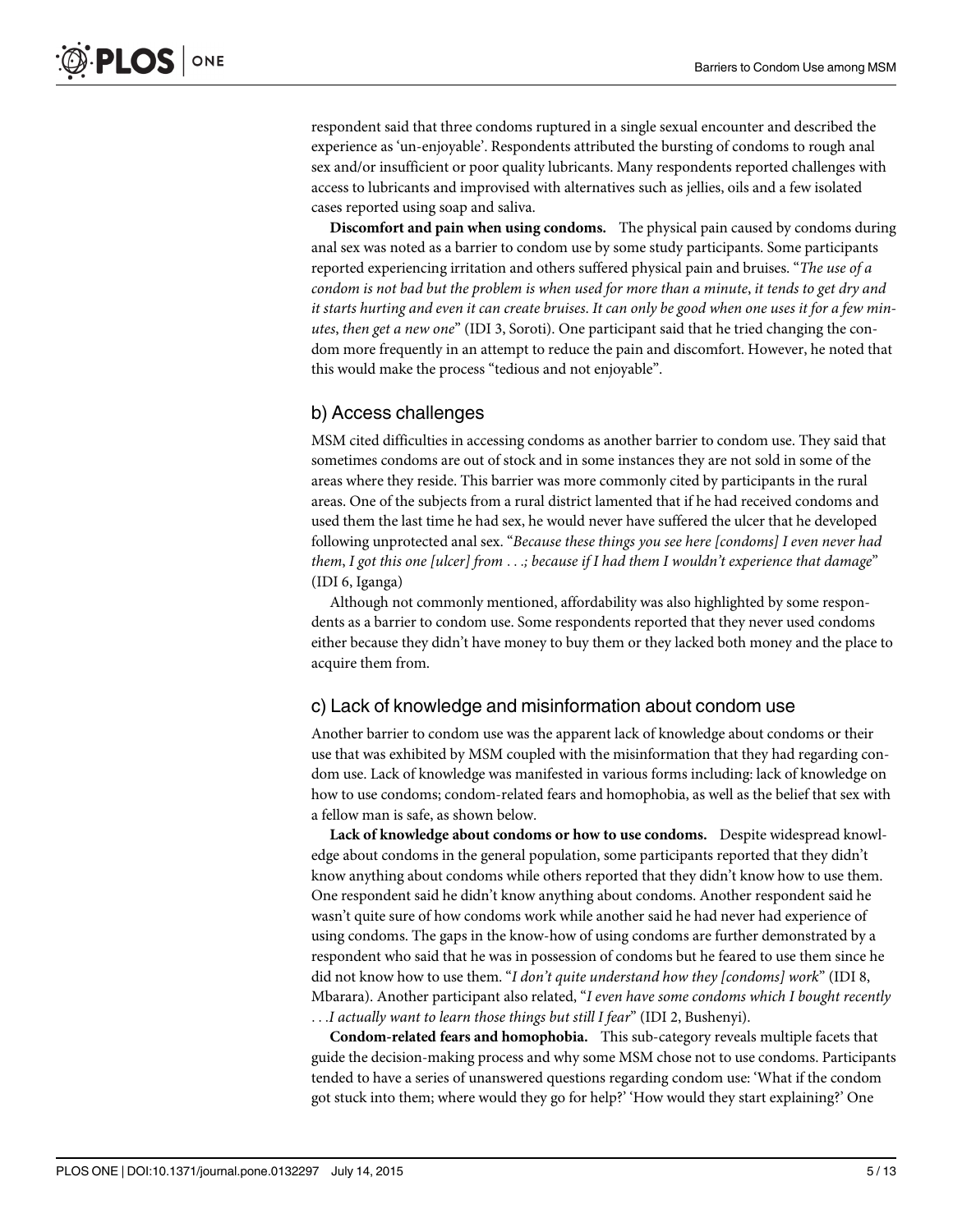respondent said that three condoms ruptured in a single sexual encounter and described the experience as 'un-enjoyable'. Respondents attributed the bursting of condoms to rough anal sex and/or insufficient or poor quality lubricants. Many respondents reported challenges with access to lubricants and improvised with alternatives such as jellies, oils and a few isolated cases reported using soap and saliva.

**Discomfort and pain when using condoms.** The physical pain caused by condoms during anal sex was noted as a barrier to condom use by some study participants. Some participants reported experiencing irritation and others suffered physical pain and bruises. "*The use of a condom is not bad but the problem is when used for more than a minute, it tends to get dry and it starts hurting and even it can create bruises. It can only be good when one uses it for a few minutes, then get a new one*" (IDI 3, Soroti). One participant said that he tried changing the condom more frequently in an attempt to reduce the pain and discomfort. However, he noted that this would make the process "tedious and not enjoyable".

## b) Access challenges

MSM cited difficulties in accessing condoms as another barrier to condom use. They said that sometimes condoms are out of stock and in some instances they are not sold in some of the areas where they reside. This barrier was more commonly cited by participants in the rural areas. One of the subjects from a rural district lamented that if he had received condoms and used them the last time he had sex, he would never have suffered the ulcer that he developed following unprotected anal sex. "*Because these things you see here [condoms] I even never had them, I got this one [ulcer] from . . .; because if I had them I wouldn't experience that damage*" (IDI 6, Iganga)

Although not commonly mentioned, affordability was also highlighted by some respondents as a barrier to condom use. Some respondents reported that they never used condoms either because they didn't have money to buy them or they lacked both money and the place to acquire them from.

## c) Lack of knowledge and misinformation about condom use

Another barrier to condom use was the apparent lack of knowledge about condoms or their use that was exhibited by MSM coupled with the misinformation that they had regarding condom use. Lack of knowledge was manifested in various forms including: lack of knowledge on how to use condoms; condom-related fears and homophobia, as well as the belief that sex with a fellow man is safe, as shown below.

**Lack of knowledge about condoms or how to use condoms.** Despite widespread knowledge about condoms in the general population, some participants reported that they didn't know anything about condoms while others reported that they didn't know how to use them. One respondent said he didn't know anything about condoms. Another respondent said he wasn't quite sure of how condoms work while another said he had never had experience of using condoms. The gaps in the know-how of using condoms are further demonstrated by a respondent who said that he was in possession of condoms but he feared to use them since he did not know how to use them. "*I don't quite understand how they [condoms] work*" (IDI 8, Mbarara). Another participant also related, "*I even have some condoms which I bought recently . . .I actually want to learn those things but still I fear*" (IDI 2, Bushenyi).

**Condom-related fears and homophobia.** This sub-category reveals multiple facets that guide the decision-making process and why some MSM chose not to use condoms. Participants tended to have a series of unanswered questions regarding condom use: 'What if the condom got stuck into them; where would they go for help?' 'How would they start explaining?' One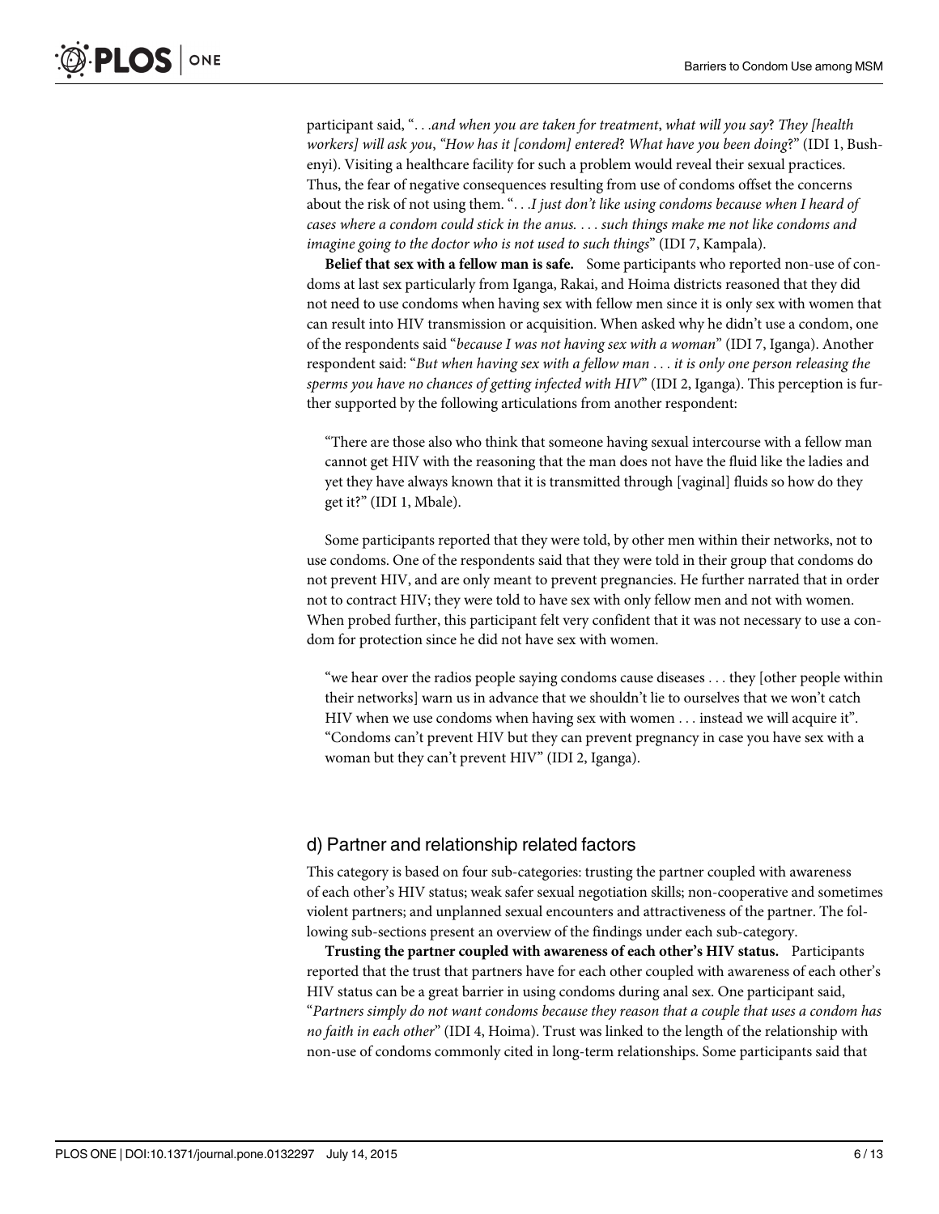participant said, "*. . .and when you are taken for treatment, what will you say? They [health workers] will ask you, "How has it [condom] entered? What have you been doing?*" (IDI 1, Bushenyi). Visiting a healthcare facility for such a problem would reveal their sexual practices. Thus, the fear of negative consequences resulting from use of condoms offset the concerns about the risk of not using them. "*. . .I just don't like using condoms because when I heard of cases where a condom could stick in the anus. . . . such things make me not like condoms and imagine going to the doctor who is not used to such things*" (IDI 7, Kampala).

**Belief that sex with a fellow man is safe.** Some participants who reported non-use of condoms at last sex particularly from Iganga, Rakai, and Hoima districts reasoned that they did not need to use condoms when having sex with fellow men since it is only sex with women that can result into HIV transmission or acquisition. When asked why he didn't use a condom, one of the respondents said "*because I was not having sex with a woman*" (IDI 7, Iganga). Another respondent said: "*But when having sex with a fellow man . . . it is only one person releasing the sperms you have no chances of getting infected with HIV*" (IDI 2, Iganga). This perception is further supported by the following articulations from another respondent:

> "There are those also who think that someone having sexual intercourse with a fellow man cannot get HIV with the reasoning that the man does not have the fluid like the ladies and yet they have always known that it is transmitted through [vaginal] fluids so how do they get it?" (IDI 1, Mbale).

Some participants reported that they were told, by other men within their networks, not to use condoms. One of the respondents said that they were told in their group that condoms do not prevent HIV, and are only meant to prevent pregnancies. He further narrated that in order not to contract HIV; they were told to have sex with only fellow men and not with women. When probed further, this participant felt very confident that it was not necessary to use a condom for protection since he did not have sex with women.

> "we hear over the radios people saying condoms cause diseases . . . they [other people within their networks] warn us in advance that we shouldn't lie to ourselves that we won't catch HIV when we use condoms when having sex with women . . . instead we will acquire it". "Condoms can't prevent HIV but they can prevent pregnancy in case you have sex with a woman but they can't prevent HIV" (IDI 2, Iganga).

## d) Partner and relationship related factors

This category is based on four sub-categories: trusting the partner coupled with awareness of each other's HIV status; weak safer sexual negotiation skills; non-cooperative and sometimes violent partners; and unplanned sexual encounters and attractiveness of the partner. The following sub-sections present an overview of the findings under each sub-category.

**Trusting the partner coupled with awareness of each other's HIV status.** Participants reported that the trust that partners have for each other coupled with awareness of each other's HIV status can be a great barrier in using condoms during anal sex. One participant said, "*Partners simply do not want condoms because they reason that a couple that uses a condom has no faith in each other*" (IDI 4, Hoima). Trust was linked to the length of the relationship with non-use of condoms commonly cited in long-term relationships. Some participants said that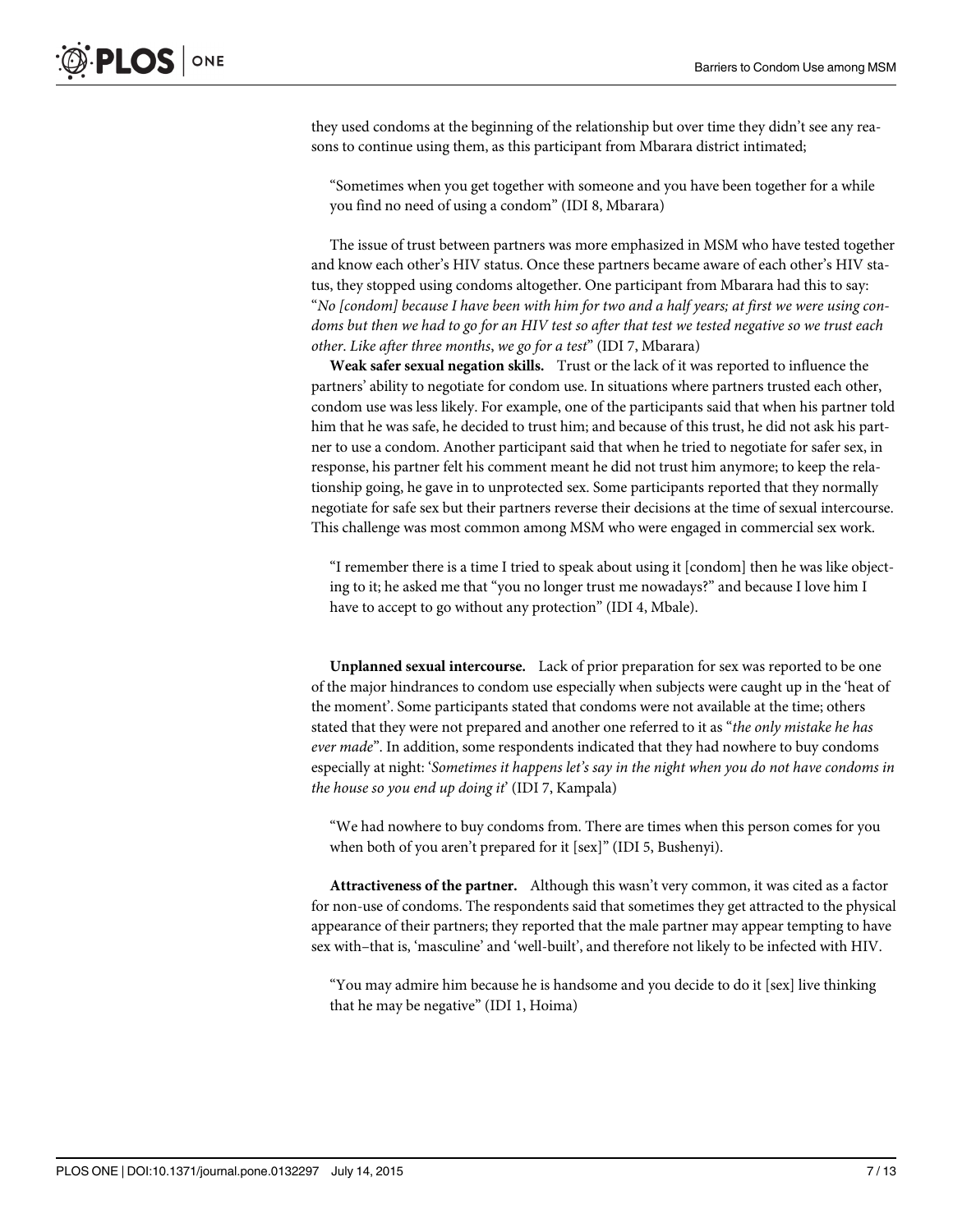they used condoms at the beginning of the relationship but over time they didn't see any reasons to continue using them, as this participant from Mbarara district intimated;

> "Sometimes when you get together with someone and you have been together for a while you find no need of using a condom" (IDI 8, Mbarara)

The issue of trust between partners was more emphasized in MSM who have tested together and know each other's HIV status. Once these partners became aware of each other's HIV status, they stopped using condoms altogether. One participant from Mbarara had this to say: "*No [condom] because I have been with him for two and a half years; at first we were using condoms but then we had to go for an HIV test so after that test we tested negative so we trust each other. Like after three months, we go for a test*" (IDI 7, Mbarara)

**Weak safer sexual negation skills.** Trust or the lack of it was reported to influence the partners' ability to negotiate for condom use. In situations where partners trusted each other, condom use was less likely. For example, one of the participants said that when his partner told him that he was safe, he decided to trust him; and because of this trust, he did not ask his partner to use a condom. Another participant said that when he tried to negotiate for safer sex, in response, his partner felt his comment meant he did not trust him anymore; to keep the relationship going, he gave in to unprotected sex. Some participants reported that they normally negotiate for safe sex but their partners reverse their decisions at the time of sexual intercourse. This challenge was most common among MSM who were engaged in commercial sex work.

> "I remember there is a time I tried to speak about using it [condom] then he was like objecting to it; he asked me that "you no longer trust me nowadays?" and because I love him I have to accept to go without any protection" (IDI 4, Mbale).

**Unplanned sexual intercourse.** Lack of prior preparation for sex was reported to be one of the major hindrances to condom use especially when subjects were caught up in the 'heat of the moment'. Some participants stated that condoms were not available at the time; others stated that they were not prepared and another one referred to it as "*the only mistake he has ever made*". In addition, some respondents indicated that they had nowhere to buy condoms especially at night: '*Sometimes it happens let's say in the night when you do not have condoms in the house so you end up doing it*' (IDI 7, Kampala)

> "We had nowhere to buy condoms from. There are times when this person comes for you when both of you aren't prepared for it [sex]" (IDI 5, Bushenyi).

**Attractiveness of the partner.** Although this wasn't very common, it was cited as a factor for non-use of condoms. The respondents said that sometimes they get attracted to the physical appearance of their partners; they reported that the male partner may appear tempting to have sex with–that is, 'masculine' and 'well-built', and therefore not likely to be infected with HIV.

> "You may admire him because he is handsome and you decide to do it [sex] live thinking that he may be negative" (IDI 1, Hoima)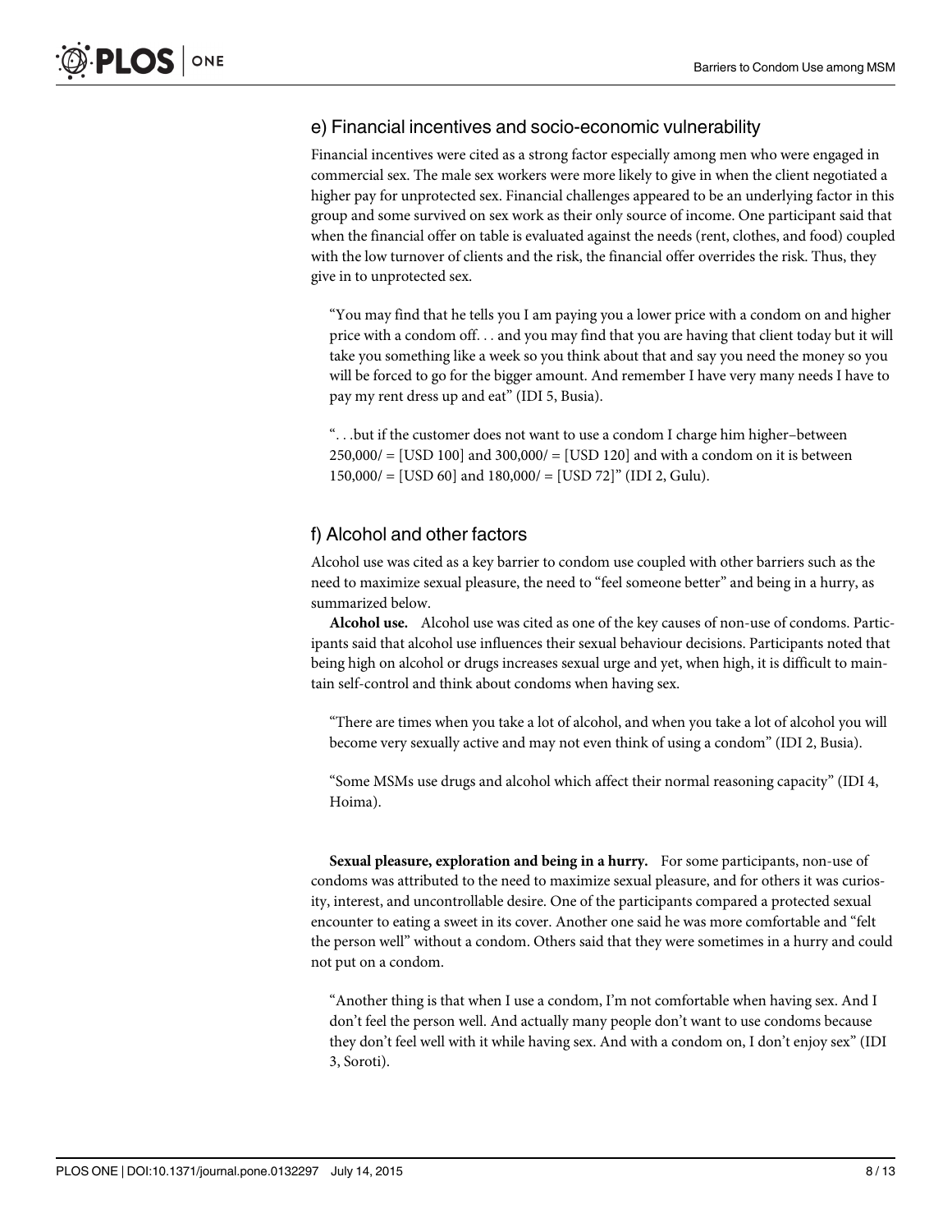### e) Financial incentives and socio-economic vulnerability

Financial incentives were cited as a strong factor especially among men who were engaged in commercial sex. The male sex workers were more likely to give in when the client negotiated a higher pay for unprotected sex. Financial challenges appeared to be an underlying factor in this group and some survived on sex work as their only source of income. One participant said that when the financial offer on table is evaluated against the needs (rent, clothes, and food) coupled with the low turnover of clients and the risk, the financial offer overrides the risk. Thus, they give in to unprotected sex.

> "You may find that he tells you I am paying you a lower price with a condom on and higher price with a condom off. . . and you may find that you are having that client today but it will take you something like a week so you think about that and say you need the money so you will be forced to go for the bigger amount. And remember I have very many needs I have to pay my rent dress up and eat" (IDI 5, Busia).

> ". . .but if the customer does not want to use a condom I charge him higher–between 250,000/ = [USD 100] and 300,000/ = [USD 120] and with a condom on it is between 150,000/ = [USD 60] and 180,000/ = [USD 72]" (IDI 2, Gulu).

### f) Alcohol and other factors

Alcohol use was cited as a key barrier to condom use coupled with other barriers such as the need to maximize sexual pleasure, the need to "feel someone better" and being in a hurry, as summarized below.

**Alcohol use.** Alcohol use was cited as one of the key causes of non-use of condoms. Participants said that alcohol use influences their sexual behaviour decisions. Participants noted that being high on alcohol or drugs increases sexual urge and yet, when high, it is difficult to maintain self-control and think about condoms when having sex.

> "There are times when you take a lot of alcohol, and when you take a lot of alcohol you will become very sexually active and may not even think of using a condom" (IDI 2, Busia).

> "Some MSMs use drugs and alcohol which affect their normal reasoning capacity" (IDI 4, Hoima).

**Sexual pleasure, exploration and being in a hurry.** For some participants, non-use of condoms was attributed to the need to maximize sexual pleasure, and for others it was curiosity, interest, and uncontrollable desire. One of the participants compared a protected sexual encounter to eating a sweet in its cover. Another one said he was more comfortable and "felt the person well" without a condom. Others said that they were sometimes in a hurry and could not put on a condom.

> "Another thing is that when I use a condom, I'm not comfortable when having sex. And I don't feel the person well. And actually many people don't want to use condoms because they don't feel well with it while having sex. And with a condom on, I don't enjoy sex" (IDI 3, Soroti).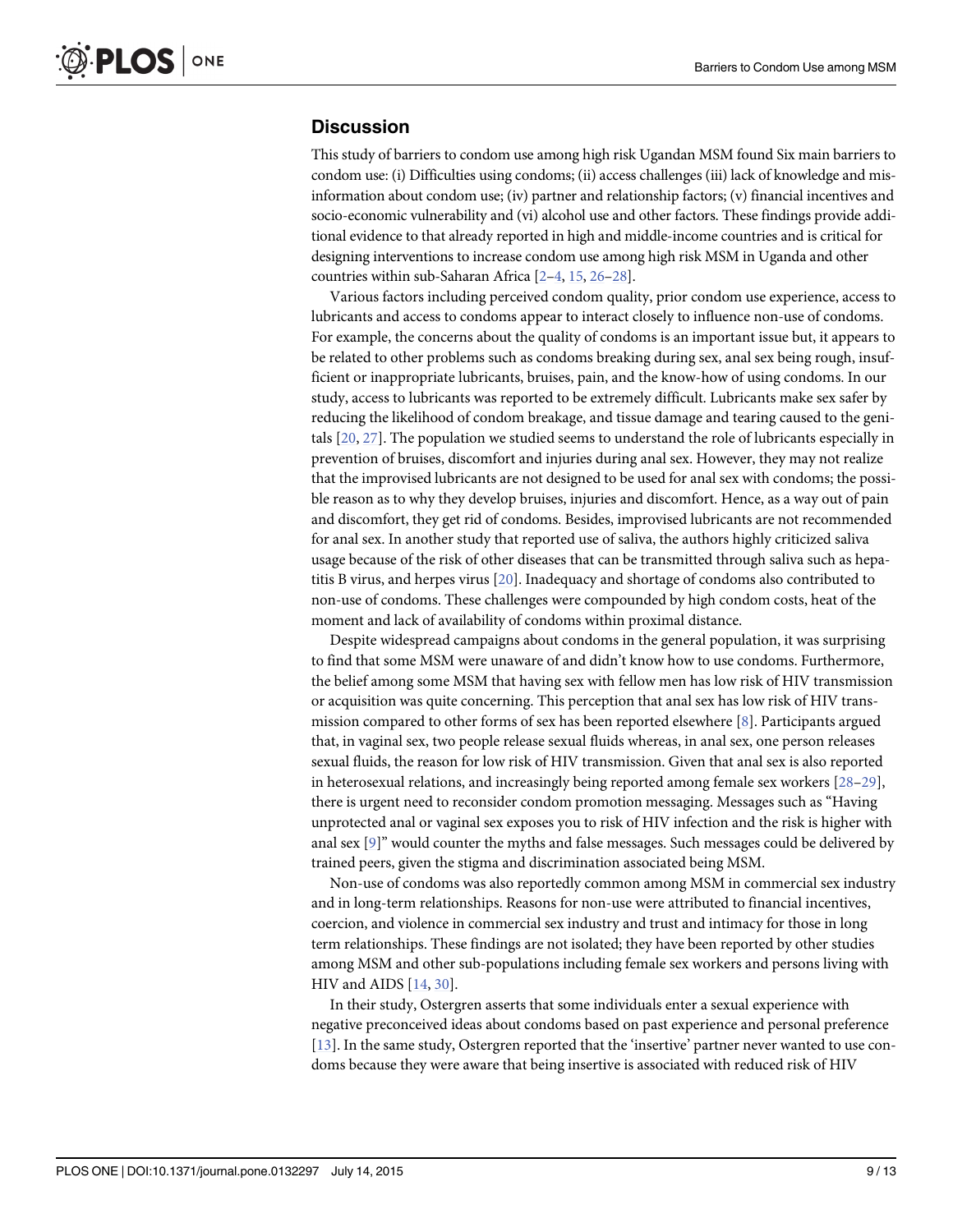## Discussion

This study of barriers to condom use among high risk Ugandan MSM found Six main barriers to condom use: (i) Difficulties using condoms; (ii) access challenges (iii) lack of knowledge and misinformation about condom use; (iv) partner and relationship factors; (v) financial incentives and socio-economic vulnerability and (vi) alcohol use and other factors. These findings provide additional evidence to that already reported in high and middle-income countries and is critical for designing interventions to increase condom use among high risk MSM in Uganda and other countries within sub-Saharan Africa [2–4, 15, 26–28].

Various factors including perceived condom quality, prior condom use experience, access to lubricants and access to condoms appear to interact closely to influence non-use of condoms. For example, the concerns about the quality of condoms is an important issue but, it appears to be related to other problems such as condoms breaking during sex, anal sex being rough, insufficient or inappropriate lubricants, bruises, pain, and the know-how of using condoms. In our study, access to lubricants was reported to be extremely difficult. Lubricants make sex safer by reducing the likelihood of condom breakage, and tissue damage and tearing caused to the genitals [20, 27]. The population we studied seems to understand the role of lubricants especially in prevention of bruises, discomfort and injuries during anal sex. However, they may not realize that the improvised lubricants are not designed to be used for anal sex with condoms; the possible reason as to why they develop bruises, injuries and discomfort. Hence, as a way out of pain and discomfort, they get rid of condoms. Besides, improvised lubricants are not recommended for anal sex. In another study that reported use of saliva, the authors highly criticized saliva usage because of the risk of other diseases that can be transmitted through saliva such as hepatitis B virus, and herpes virus [20]. Inadequacy and shortage of condoms also contributed to non-use of condoms. These challenges were compounded by high condom costs, heat of the moment and lack of availability of condoms within proximal distance.

Despite widespread campaigns about condoms in the general population, it was surprising to find that some MSM were unaware of and didn't know how to use condoms. Furthermore, the belief among some MSM that having sex with fellow men has low risk of HIV transmission or acquisition was quite concerning. This perception that anal sex has low risk of HIV transmission compared to other forms of sex has been reported elsewhere [8]. Participants argued that, in vaginal sex, two people release sexual fluids whereas, in anal sex, one person releases sexual fluids, the reason for low risk of HIV transmission. Given that anal sex is also reported in heterosexual relations, and increasingly being reported among female sex workers [28–29], there is urgent need to reconsider condom promotion messaging. Messages such as "Having unprotected anal or vaginal sex exposes you to risk of HIV infection and the risk is higher with anal sex [9]" would counter the myths and false messages. Such messages could be delivered by trained peers, given the stigma and discrimination associated being MSM.

Non-use of condoms was also reportedly common among MSM in commercial sex industry and in long-term relationships. Reasons for non-use were attributed to financial incentives, coercion, and violence in commercial sex industry and trust and intimacy for those in long term relationships. These findings are not isolated; they have been reported by other studies among MSM and other sub-populations including female sex workers and persons living with HIV and AIDS [14, 30].

In their study, Ostergren asserts that some individuals enter a sexual experience with negative preconceived ideas about condoms based on past experience and personal preference [13]. In the same study, Ostergren reported that the 'insertive' partner never wanted to use condoms because they were aware that being insertive is associated with reduced risk of HIV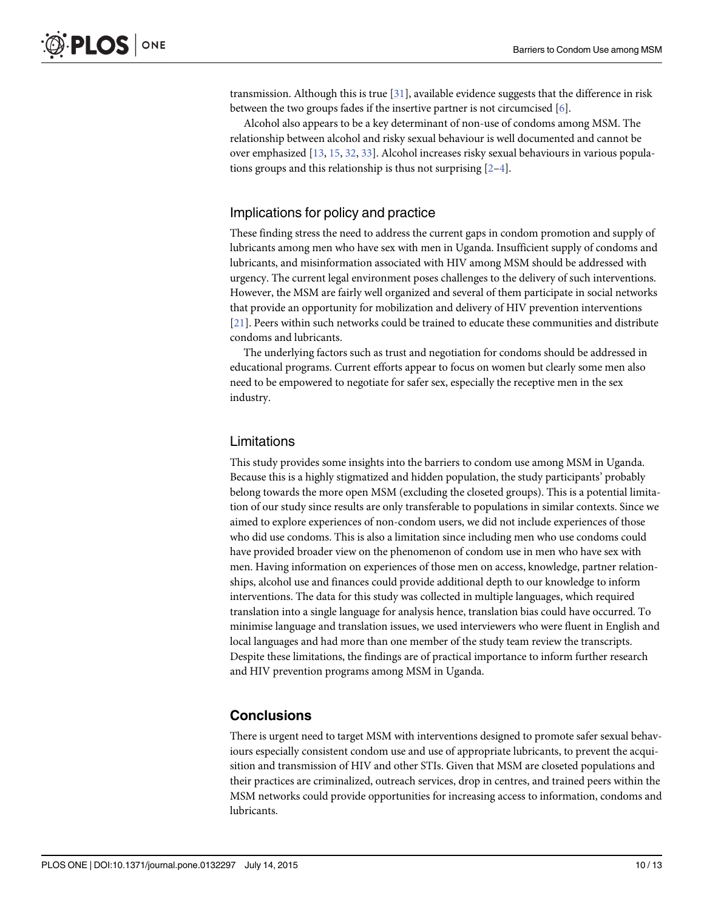transmission. Although this is true [31], available evidence suggests that the difference in risk between the two groups fades if the insertive partner is not circumcised [6].

Alcohol also appears to be a key determinant of non-use of condoms among MSM. The relationship between alcohol and risky sexual behaviour is well documented and cannot be over emphasized [13, 15, 32, 33]. Alcohol increases risky sexual behaviours in various populations groups and this relationship is thus not surprising [2–4].

### Implications for policy and practice

These finding stress the need to address the current gaps in condom promotion and supply of lubricants among men who have sex with men in Uganda. Insufficient supply of condoms and lubricants, and misinformation associated with HIV among MSM should be addressed with urgency. The current legal environment poses challenges to the delivery of such interventions. However, the MSM are fairly well organized and several of them participate in social networks that provide an opportunity for mobilization and delivery of HIV prevention interventions [21]. Peers within such networks could be trained to educate these communities and distribute condoms and lubricants.

The underlying factors such as trust and negotiation for condoms should be addressed in educational programs. Current efforts appear to focus on women but clearly some men also need to be empowered to negotiate for safer sex, especially the receptive men in the sex industry.

### Limitations

This study provides some insights into the barriers to condom use among MSM in Uganda. Because this is a highly stigmatized and hidden population, the study participants' probably belong towards the more open MSM (excluding the closeted groups). This is a potential limitation of our study since results are only transferable to populations in similar contexts. Since we aimed to explore experiences of non-condom users, we did not include experiences of those who did use condoms. This is also a limitation since including men who use condoms could have provided broader view on the phenomenon of condom use in men who have sex with men. Having information on experiences of those men on access, knowledge, partner relationships, alcohol use and finances could provide additional depth to our knowledge to inform interventions. The data for this study was collected in multiple languages, which required translation into a single language for analysis hence, translation bias could have occurred. To minimise language and translation issues, we used interviewers who were fluent in English and local languages and had more than one member of the study team review the transcripts. Despite these limitations, the findings are of practical importance to inform further research and HIV prevention programs among MSM in Uganda.

## Conclusions

There is urgent need to target MSM with interventions designed to promote safer sexual behaviours especially consistent condom use and use of appropriate lubricants, to prevent the acquisition and transmission of HIV and other STIs. Given that MSM are closeted populations and their practices are criminalized, outreach services, drop in centres, and trained peers within the MSM networks could provide opportunities for increasing access to information, condoms and lubricants.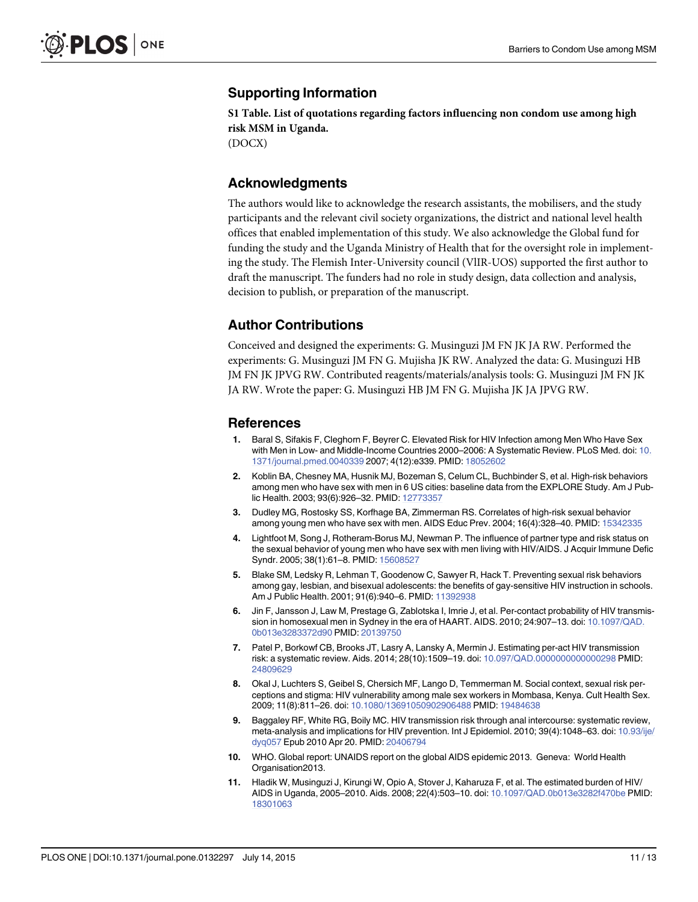## Supporting Information

**S1 Table. List of quotations regarding factors influencing non condom use among high risk MSM in Uganda.**
(DOCX)

## Acknowledgments

The authors would like to acknowledge the research assistants, the mobilisers, and the study participants and the relevant civil society organizations, the district and national level health offices that enabled implementation of this study. We also acknowledge the Global fund for funding the study and the Uganda Ministry of Health that for the oversight role in implementing the study. The Flemish Inter-University council (VlIR-UOS) supported the first author to draft the manuscript. The funders had no role in study design, data collection and analysis, decision to publish, or preparation of the manuscript.

## Author Contributions

Conceived and designed the experiments: G. Musinguzi JM FN JK JA RW. Performed the experiments: G. Musinguzi JM FN G. Mujisha JK RW. Analyzed the data: G. Musinguzi HB JM FN JK JPVG RW. Contributed reagents/materials/analysis tools: G. Musinguzi JM FN JK JA RW. Wrote the paper: G. Musinguzi HB JM FN G. Mujisha JK JA JPVG RW.

## References

1. Baral S, Sifakis F, Cleghorn F, Beyrer C. Elevated Risk for HIV Infection among Men Who Have Sex with Men in Low- and Middle-Income Countries 2000–2006: A Systematic Review. PLoS Med. doi: 10.1371/journal.pmed.0040339 2007; 4(12):e339. PMID: 18052602
2. Koblin BA, Chesney MA, Husnik MJ, Bozeman S, Celum CL, Buchbinder S, et al. High-risk behaviors among men who have sex with men in 6 US cities: baseline data from the EXPLORE Study. Am J Public Health. 2003; 93(6):926–32. PMID: 12773357
3. Dudley MG, Rostosky SS, Korfhage BA, Zimmerman RS. Correlates of high-risk sexual behavior among young men who have sex with men. AIDS Educ Prev. 2004; 16(4):328–40. PMID: 15342335
4. Lightfoot M, Song J, Rotheram-Borus MJ, Newman P. The influence of partner type and risk status on the sexual behavior of young men who have sex with men living with HIV/AIDS. J Acquir Immune Defic Syndr. 2005; 38(1):61–8. PMID: 15608527
5. Blake SM, Ledsky R, Lehman T, Goodenow C, Sawyer R, Hack T. Preventing sexual risk behaviors among gay, lesbian, and bisexual adolescents: the benefits of gay-sensitive HIV instruction in schools. Am J Public Health. 2001; 91(6):940–6. PMID: 11392938
6. Jin F, Jansson J, Law M, Prestage G, Zablotska I, Imrie J, et al. Per-contact probability of HIV transmission in homosexual men in Sydney in the era of HAART. AIDS. 2010; 24:907–13. doi: 10.1097/QAD.0b013e3283372d90 PMID: 20139750
7. Patel P, Borkowf CB, Brooks JT, Lasry A, Lansky A, Mermin J. Estimating per-act HIV transmission risk: a systematic review. Aids. 2014; 28(10):1509–19. doi: 10.097/QAD.0000000000000298 PMID: 24809629
8. Okal J, Luchters S, Geibel S, Chersich MF, Lango D, Temmerman M. Social context, sexual risk perceptions and stigma: HIV vulnerability among male sex workers in Mombasa, Kenya. Cult Health Sex. 2009; 11(8):811–26. doi: 10.1080/13691050902906488 PMID: 19484638
9. Baggaley RF, White RG, Boily MC. HIV transmission risk through anal intercourse: systematic review, meta-analysis and implications for HIV prevention. Int J Epidemiol. 2010; 39(4):1048–63. doi: 10.93/ije/dyq057 Epub 2010 Apr 20. PMID: 20406794
10. WHO. Global report: UNAIDS report on the global AIDS epidemic 2013. Geneva: World Health Organisation2013.
11. Hladik W, Musinguzi J, Kirungi W, Opio A, Stover J, Kaharuza F, et al. The estimated burden of HIV/AIDS in Uganda, 2005–2010. Aids. 2008; 22(4):503–10. doi: 10.1097/QAD.0b013e3282f470be PMID: 18301063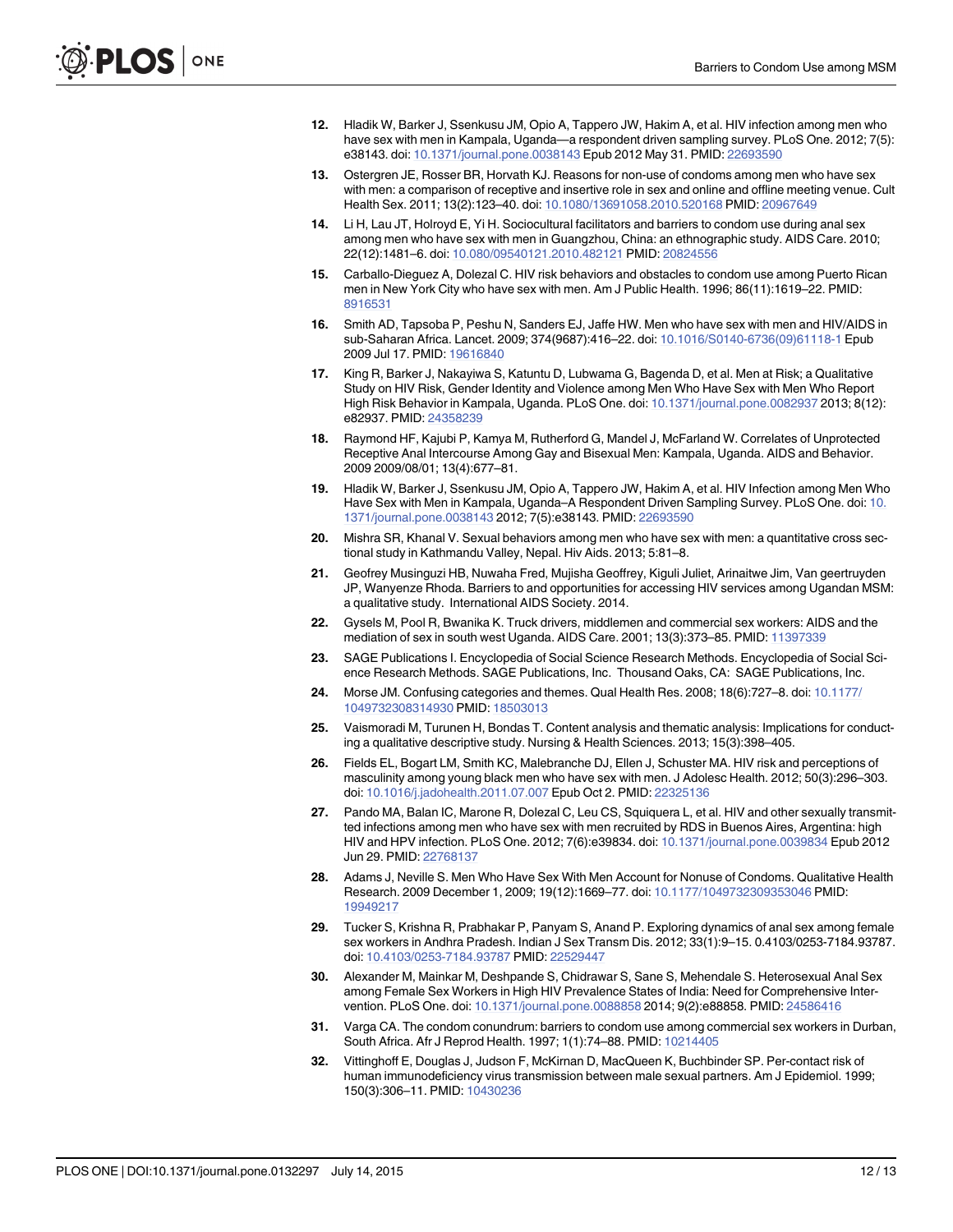12. Hladik W, Barker J, Ssenkusu JM, Opio A, Tappero JW, Hakim A, et al. HIV infection among men who have sex with men in Kampala, Uganda—a respondent driven sampling survey. PLoS One. 2012; 7(5): e38143. doi: 10.1371/journal.pone.0038143 Epub 2012 May 31. PMID: 22693590

13. Ostergren JE, Rosser BR, Horvath KJ. Reasons for non-use of condoms among men who have sex with men: a comparison of receptive and insertive role in sex and online and offline meeting venue. Cult Health Sex. 2011; 13(2):123–40. doi: 10.1080/13691058.2010.520168 PMID: 20967649

14. Li H, Lau JT, Holroyd E, Yi H. Sociocultural facilitators and barriers to condom use during anal sex among men who have sex with men in Guangzhou, China: an ethnographic study. AIDS Care. 2010; 22(12):1481–6. doi: 10.080/09540121.2010.482121 PMID: 20824556

15. Carballo-Dieguez A, Dolezal C. HIV risk behaviors and obstacles to condom use among Puerto Rican men in New York City who have sex with men. Am J Public Health. 1996; 86(11):1619–22. PMID: 8916531

16. Smith AD, Tapsoba P, Peshu N, Sanders EJ, Jaffe HW. Men who have sex with men and HIV/AIDS in sub-Saharan Africa. Lancet. 2009; 374(9687):416–22. doi: 10.1016/S0140-6736(09)61118-1 Epub 2009 Jul 17. PMID: 19616840

17. King R, Barker J, Nakayiwa S, Katuntu D, Lubwama G, Bagenda D, et al. Men at Risk; a Qualitative Study on HIV Risk, Gender Identity and Violence among Men Who Have Sex with Men Who Report High Risk Behavior in Kampala, Uganda. PLoS One. doi: 10.1371/journal.pone.0082937 2013; 8(12): e82937. PMID: 24358239

18. Raymond HF, Kajubi P, Kamya M, Rutherford G, Mandel J, McFarland W. Correlates of Unprotected Receptive Anal Intercourse Among Gay and Bisexual Men: Kampala, Uganda. AIDS and Behavior. 2009 2009/08/01; 13(4):677–81.

19. Hladik W, Barker J, Ssenkusu JM, Opio A, Tappero JW, Hakim A, et al. HIV Infection among Men Who Have Sex with Men in Kampala, Uganda–A Respondent Driven Sampling Survey. PLoS One. doi: 10.1371/journal.pone.0038143 2012; 7(5):e38143. PMID: 22693590

20. Mishra SR, Khanal V. Sexual behaviors among men who have sex with men: a quantitative cross sectional study in Kathmandu Valley, Nepal. Hiv Aids. 2013; 5:81–8.

21. Geofrey Musinguzi HB, Nuwaha Fred, Mujisha Geoffrey, Kiguli Juliet, Arinaitwe Jim, Van geertruyden JP, Wanyenze Rhoda. Barriers to and opportunities for accessing HIV services among Ugandan MSM: a qualitative study. International AIDS Society. 2014.

22. Gysels M, Pool R, Bwanika K. Truck drivers, middlemen and commercial sex workers: AIDS and the mediation of sex in south west Uganda. AIDS Care. 2001; 13(3):373–85. PMID: 11397339

23. SAGE Publications I. Encyclopedia of Social Science Research Methods. Encyclopedia of Social Science Research Methods. SAGE Publications, Inc. Thousand Oaks, CA: SAGE Publications, Inc.

24. Morse JM. Confusing categories and themes. Qual Health Res. 2008; 18(6):727–8. doi: 10.1177/1049732308314930 PMID: 18503013

25. Vaismoradi M, Turunen H, Bondas T. Content analysis and thematic analysis: Implications for conducting a qualitative descriptive study. Nursing & Health Sciences. 2013; 15(3):398–405.

26. Fields EL, Bogart LM, Smith KC, Malebranche DJ, Ellen J, Schuster MA. HIV risk and perceptions of masculinity among young black men who have sex with men. J Adolesc Health. 2012; 50(3):296–303. doi: 10.1016/j.jadohealth.2011.07.007 Epub Oct 2. PMID: 22325136

27. Pando MA, Balan IC, Marone R, Dolezal C, Leu CS, Squiquera L, et al. HIV and other sexually transmitted infections among men who have sex with men recruited by RDS in Buenos Aires, Argentina: high HIV and HPV infection. PLoS One. 2012; 7(6):e39834. doi: 10.1371/journal.pone.0039834 Epub 2012 Jun 29. PMID: 22768137

28. Adams J, Neville S. Men Who Have Sex With Men Account for Nonuse of Condoms. Qualitative Health Research. 2009 December 1, 2009; 19(12):1669–77. doi: 10.1177/1049732309353046 PMID: 19949217

29. Tucker S, Krishna R, Prabhakar P, Panyam S, Anand P. Exploring dynamics of anal sex among female sex workers in Andhra Pradesh. Indian J Sex Transm Dis. 2012; 33(1):9–15. 0.4103/0253-7184.93787. doi: 10.4103/0253-7184.93787 PMID: 22529447

30. Alexander M, Mainkar M, Deshpande S, Chidrawar S, Sane S, Mehendale S. Heterosexual Anal Sex among Female Sex Workers in High HIV Prevalence States of India: Need for Comprehensive Intervention. PLoS One. doi: 10.1371/journal.pone.0088858 2014; 9(2):e88858. PMID: 24586416

31. Varga CA. The condom conundrum: barriers to condom use among commercial sex workers in Durban, South Africa. Afr J Reprod Health. 1997; 1(1):74–88. PMID: 10214405

32. Vittinghoff E, Douglas J, Judson F, McKirnan D, MacQueen K, Buchbinder SP. Per-contact risk of human immunodeficiency virus transmission between male sexual partners. Am J Epidemiol. 1999; 150(3):306–11. PMID: 10430236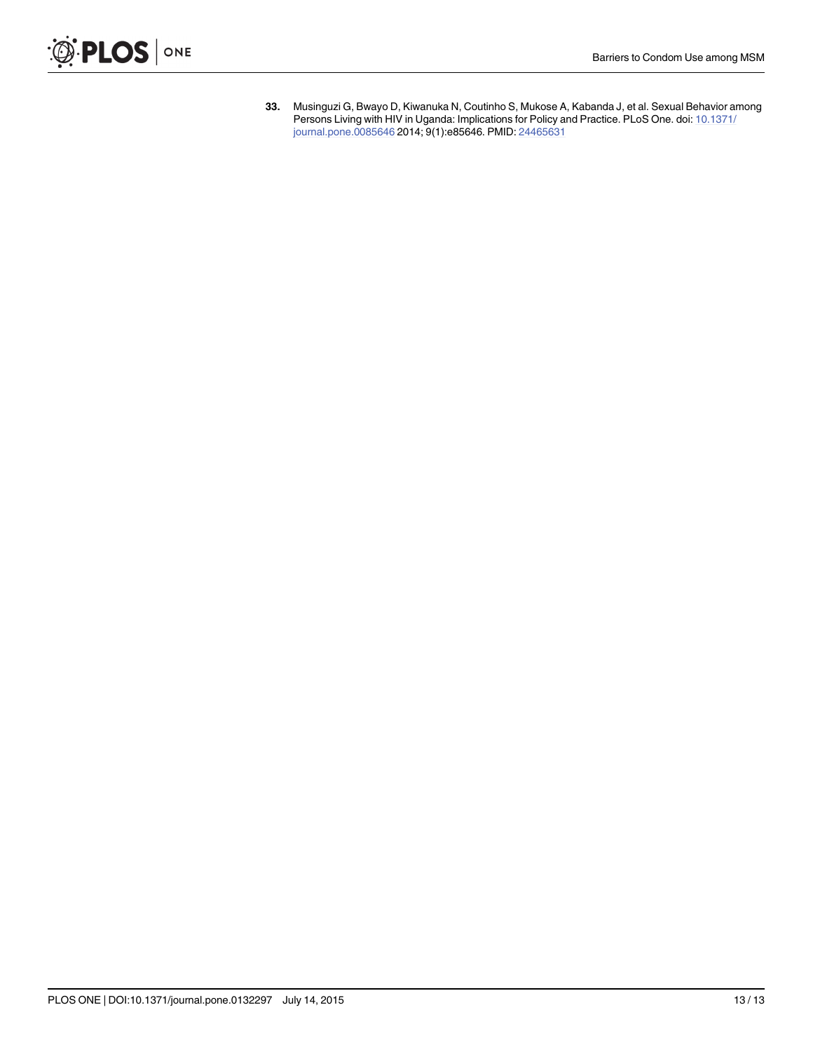33. Musinguzi G, Bwayo D, Kiwanuka N, Coutinho S, Mukose A, Kabanda J, et al. Sexual Behavior among Persons Living with HIV in Uganda: Implications for Policy and Practice. PLoS One. doi: 10.1371/journal.pone.0085646 2014; 9(1):e85646. PMID: 24465631